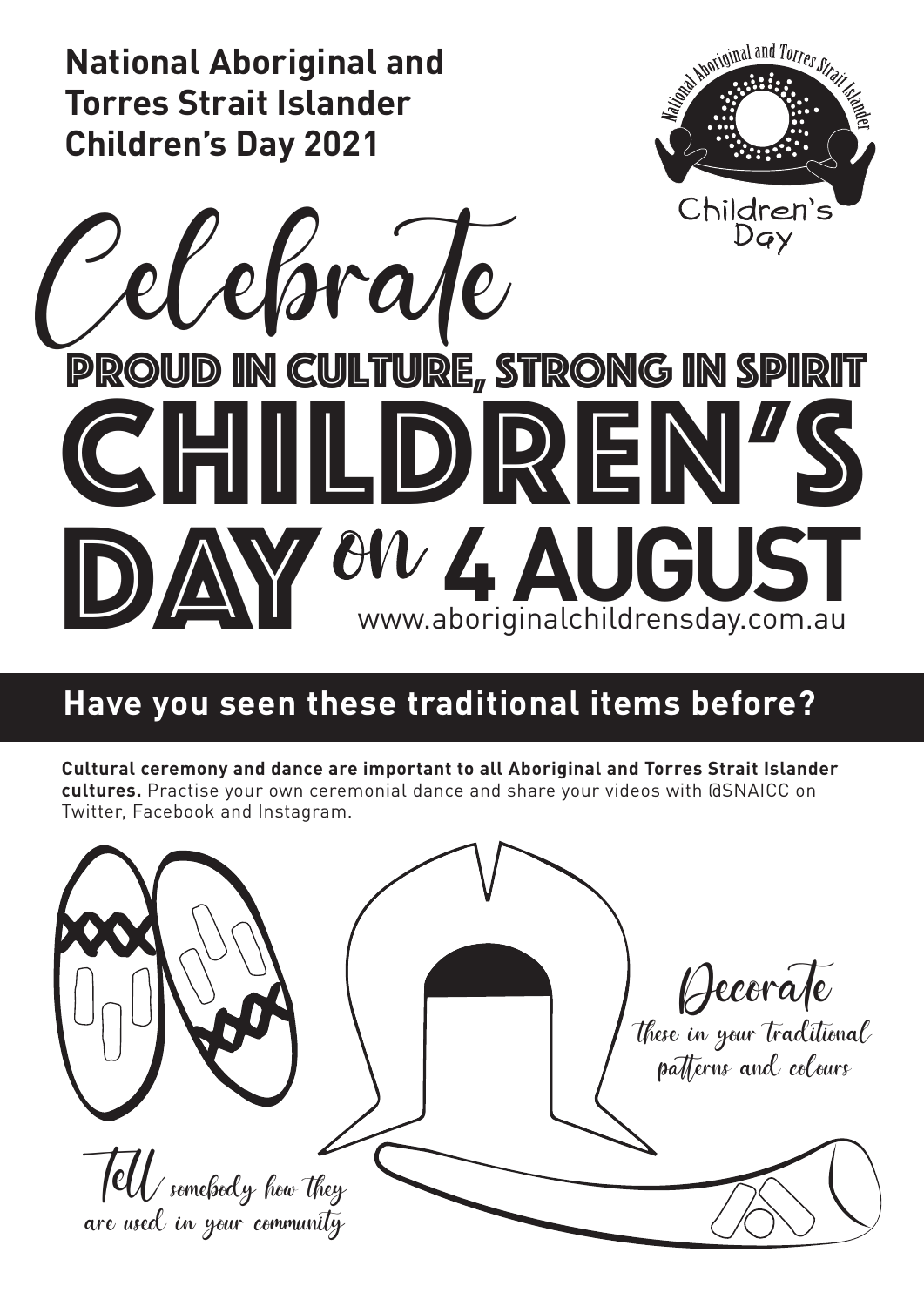**National Aboriginal and Torres Strait Islander Children's Day 2021**

National Aboriginal and Torres Strait Islander Children's Day

# Celebrate

## PROUD IN CULTURE, STRONG IN SPIRIT

# CHILDREN'S DAY on 4 AUGUST

www.aboriginalchildrensday.com.au

## Have you seen these traditional items before?

**Cultural ceremony and dance are important to all Aboriginal and Torres Strait Islander cultures.** Practise your own ceremonial dance and share your videos with @SNAICC on Twitter, Facebook and Instagram.

Decorate these in your traditional patterns and colours

Tell somebody how they are used in your community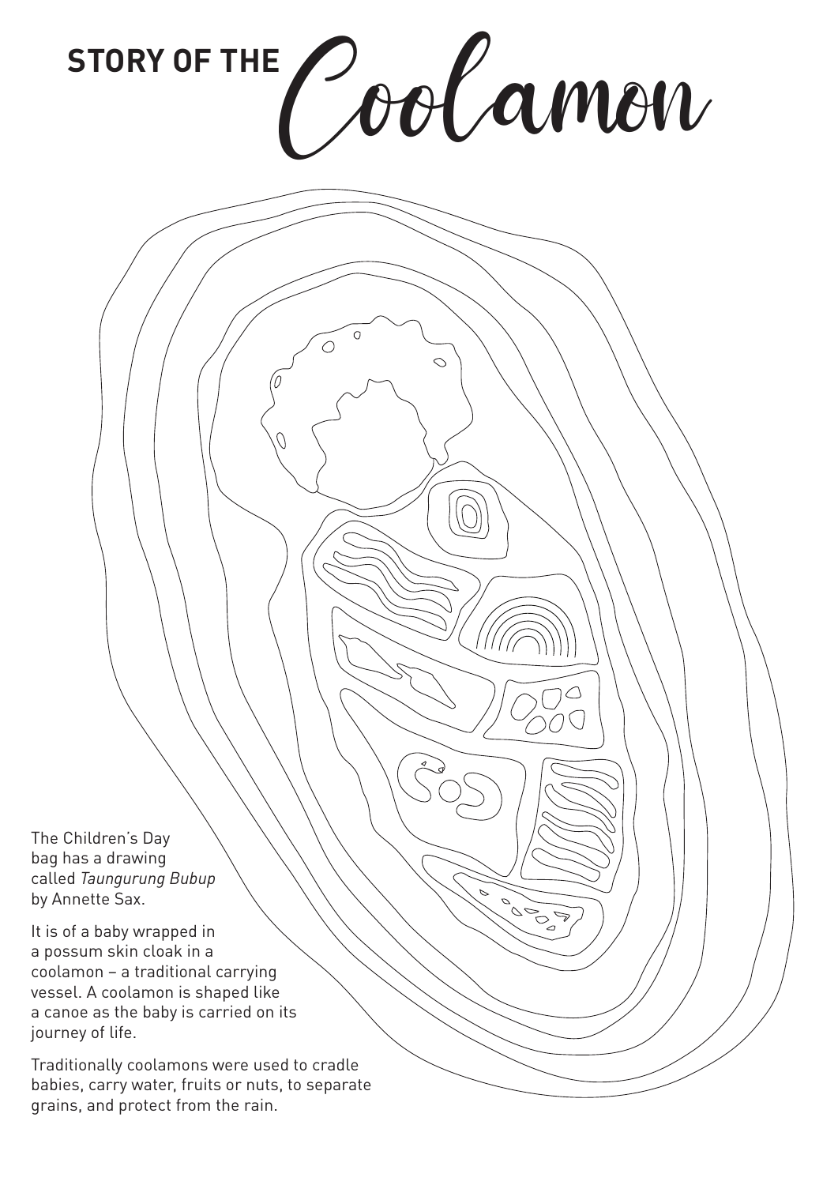# STORY OF THE Coolamon

The Children's Day bag has a drawing called *Taungurung Bubup* by Annette Sax.

It is of a baby wrapped in a possum skin cloak in a coolamon – a traditional carrying vessel. A coolamon is shaped like a canoe as the baby is carried on its journey of life.

Traditionally coolamons were used to cradle babies, carry water, fruits or nuts, to separate grains, and protect from the rain.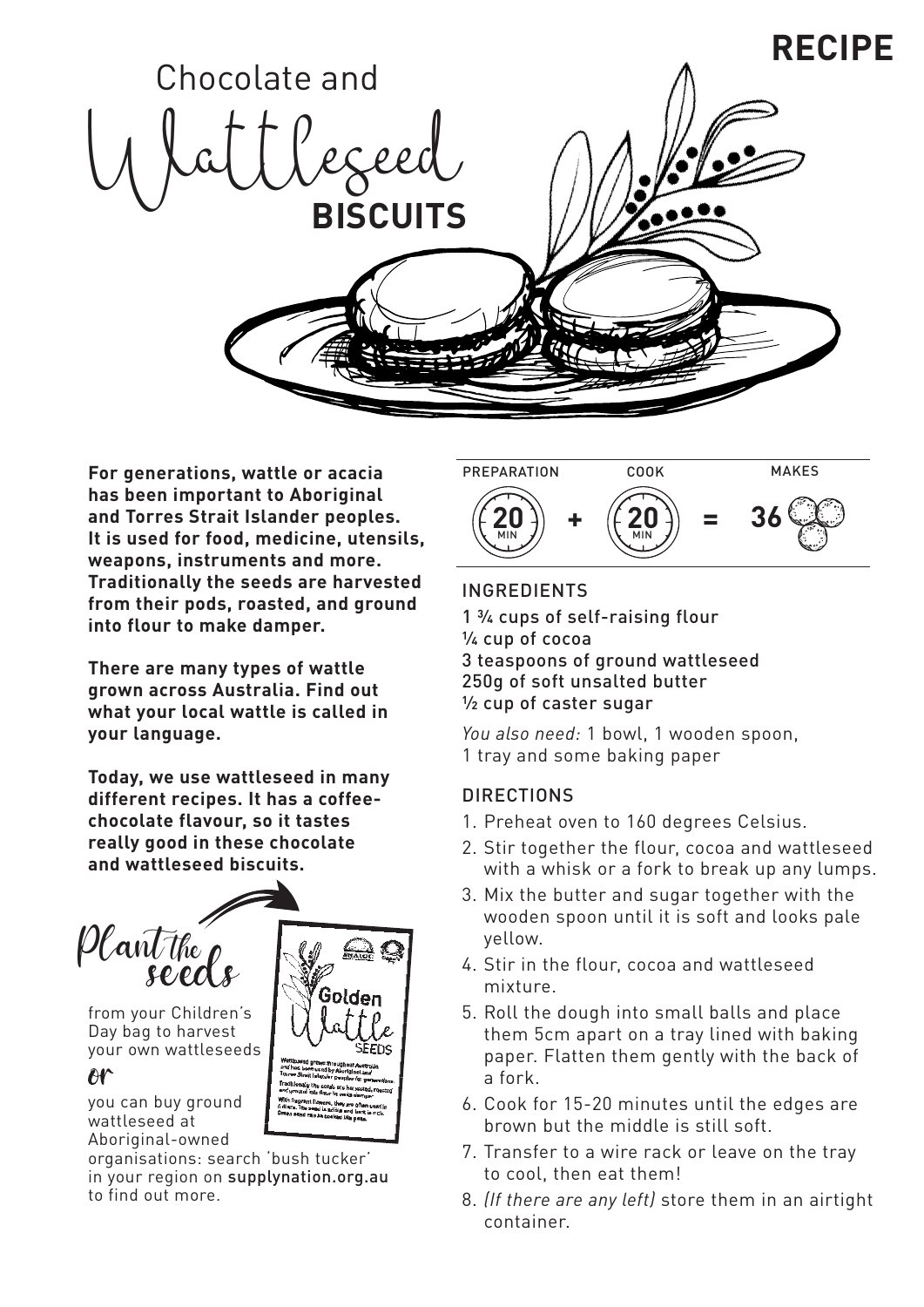RECIPE

# Chocolate and Wattleseed BISCUITS

**For generations, wattle or acacia has been important to Aboriginal and Torres Strait Islander peoples. It is used for food, medicine, utensils, weapons, instruments and more. Traditionally the seeds are harvested from their pods, roasted, and ground into flour to make damper.**

**There are many types of wattle grown across Australia. Find out what your local wattle is called in your language.**

**Today, we use wattleseed in many different recipes. It has a coffee-chocolate flavour, so it tastes really good in these chocolate and wattleseed biscuits.**

Plant the seeds from your Children's Day bag to harvest your own wattleseeds

or

you can buy ground wattleseed at Aboriginal-owned organisations: search 'bush tucker' in your region on supplynation.org.au to find out more.

| PREPARATION | | COOK | | MAKES |
|---|---|---|---|---|
| 20 MIN | + | 20 MIN | = | 36 |

## INGREDIENTS

1 ¾ cups of self-raising flour
¼ cup of cocoa
3 teaspoons of ground wattleseed
250g of soft unsalted butter
½ cup of caster sugar

*You also need:* 1 bowl, 1 wooden spoon, 1 tray and some baking paper

## DIRECTIONS

1. Preheat oven to 160 degrees Celsius.
2. Stir together the flour, cocoa and wattleseed with a whisk or a fork to break up any lumps.
3. Mix the butter and sugar together with the wooden spoon until it is soft and looks pale yellow.
4. Stir in the flour, cocoa and wattleseed mixture.
5. Roll the dough into small balls and place them 5cm apart on a tray lined with baking paper. Flatten them gently with the back of a fork.
6. Cook for 15-20 minutes until the edges are brown but the middle is still soft.
7. Transfer to a wire rack or leave on the tray to cool, then eat them!
8. *(If there are any left)* store them in an airtight container.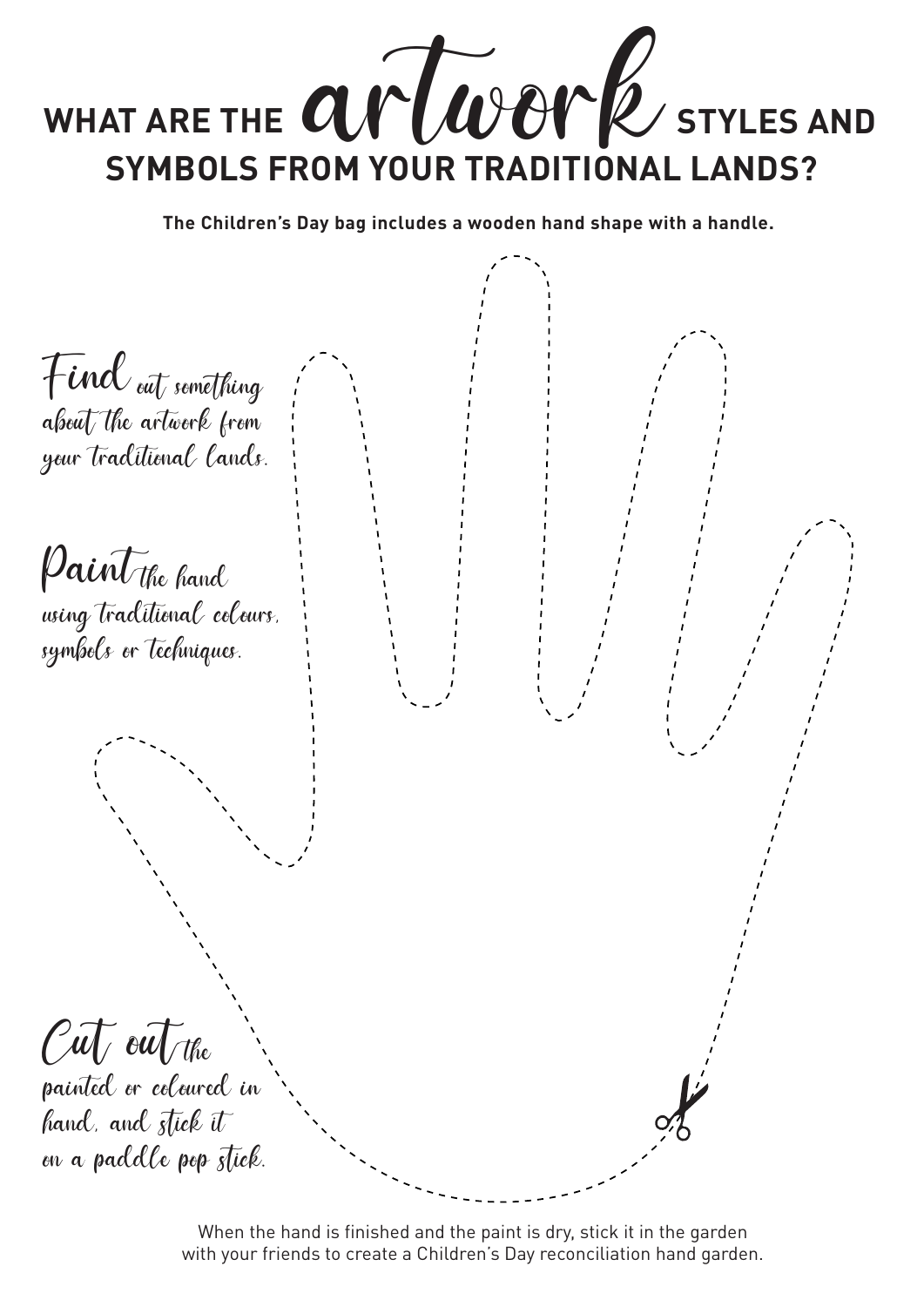# WHAT ARE THE *artwork* STYLES AND SYMBOLS FROM YOUR TRADITIONAL LANDS?

**The Children's Day bag includes a wooden hand shape with a handle.**

*Find* out something about the artwork from your traditional lands.

*Paint* the hand using traditional colours, symbols or techniques.

*Cut out* the painted or coloured in hand, and stick it on a paddle pop stick.

When the hand is finished and the paint is dry, stick it in the garden with your friends to create a Children's Day reconciliation hand garden.